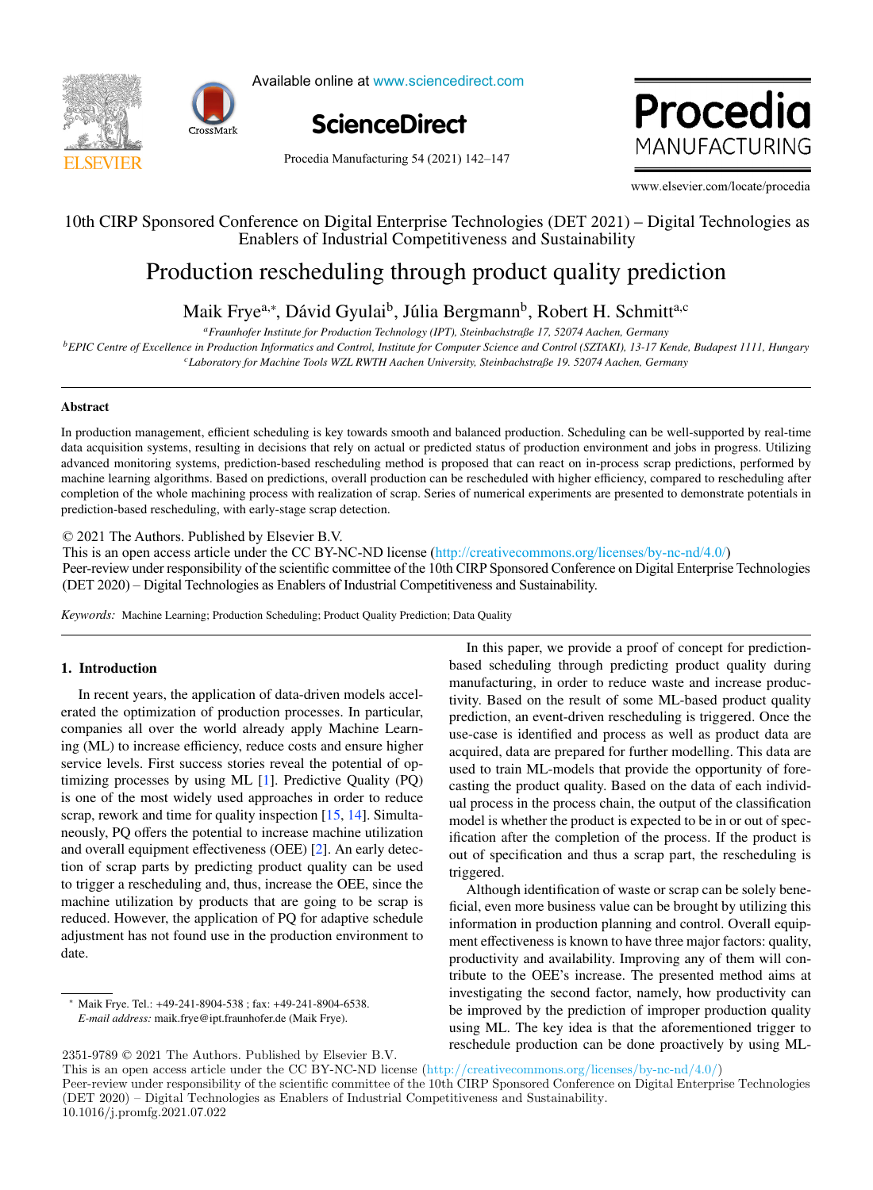10th CIRP Sponsored Conference on Digital Enterprise Technologies (DET 2021) – Digital Technologies as Enablers of Industrial Competitiveness and Sustainability

# Production rescheduling through product quality prediction

Maik Frye[a,*], Dávid Gyulai[b], Júlia Bergmann[b], Robert H. Schmitt[a,c]

[a] *Fraunhofer Institute for Production Technology (IPT), Steinbachstraße 17, 52074 Aachen, Germany*
[b] *EPIC Centre of Excellence in Production Informatics and Control, Institute for Computer Science and Control (SZTAKI), 13-17 Kende, Budapest 1111, Hungary*
[c] *Laboratory for Machine Tools WZL RWTH Aachen University, Steinbachstraße 19. 52074 Aachen, Germany*

## Abstract

In production management, efficient scheduling is key towards smooth and balanced production. Scheduling can be well-supported by real-time data acquisition systems, resulting in decisions that rely on actual or predicted status of production environment and jobs in progress. Utilizing advanced monitoring systems, prediction-based rescheduling method is proposed that can react on in-process scrap predictions, performed by machine learning algorithms. Based on predictions, overall production can be rescheduled with higher efficiency, compared to rescheduling after completion of the whole machining process with realization of scrap. Series of numerical experiments are presented to demonstrate potentials in prediction-based rescheduling, with early-stage scrap detection.

© 2021 The Authors. Published by Elsevier B.V.
This is an open access article under the CC BY-NC-ND license (http://creativecommons.org/licenses/by-nc-nd/4.0/)
Peer-review under responsibility of the scientific committee of the 10th CIRP Sponsored Conference on Digital Enterprise Technologies (DET 2020) – Digital Technologies as Enablers of Industrial Competitiveness and Sustainability.

*Keywords:* Machine Learning; Production Scheduling; Product Quality Prediction; Data Quality

## 1. Introduction

In recent years, the application of data-driven models accelerated the optimization of production processes. In particular, companies all over the world already apply Machine Learning (ML) to increase efficiency, reduce costs and ensure higher service levels. First success stories reveal the potential of optimizing processes by using ML [1]. Predictive Quality (PQ) is one of the most widely used approaches in order to reduce scrap, rework and time for quality inspection [15, 14]. Simultaneously, PQ offers the potential to increase machine utilization and overall equipment effectiveness (OEE) [2]. An early detection of scrap parts by predicting product quality can be used to trigger a rescheduling and, thus, increase the OEE, since the machine utilization by products that are going to be scrap is reduced. However, the application of PQ for adaptive schedule adjustment has not found use in the production environment to date.

In this paper, we provide a proof of concept for prediction-based scheduling through predicting product quality during manufacturing, in order to reduce waste and increase productivity. Based on the result of some ML-based product quality prediction, an event-driven rescheduling is triggered. Once the use-case is identified and process as well as product data are acquired, data are prepared for further modelling. This data are used to train ML-models that provide the opportunity of forecasting the product quality. Based on the data of each individual process in the process chain, the output of the classification model is whether the product is expected to be in or out of specification after the completion of the process. If the product is out of specification and thus a scrap part, the rescheduling is triggered.

Although identification of waste or scrap can be solely beneficial, even more business value can be brought by utilizing this information in production planning and control. Overall equipment effectiveness is known to have three major factors: quality, productivity and availability. Improving any of them will contribute to the OEE's increase. The presented method aims at investigating the second factor, namely, how productivity can be improved by the prediction of improper production quality using ML. The key idea is that the aforementioned trigger to reschedule production can be done proactively by using ML-

* Maik Frye. Tel.: +49-241-8904-538 ; fax: +49-241-8904-6538.
*E-mail address:* maik.frye@ipt.fraunhofer.de (Maik Frye).

2351-9789 © 2021 The Authors. Published by Elsevier B.V.
This is an open access article under the CC BY-NC-ND license (http://creativecommons.org/licenses/by-nc-nd/4.0/)
Peer-review under responsibility of the scientific committee of the 10th CIRP Sponsored Conference on Digital Enterprise Technologies (DET 2020) – Digital Technologies as Enablers of Industrial Competitiveness and Sustainability.
10.1016/j.promfg.2021.07.022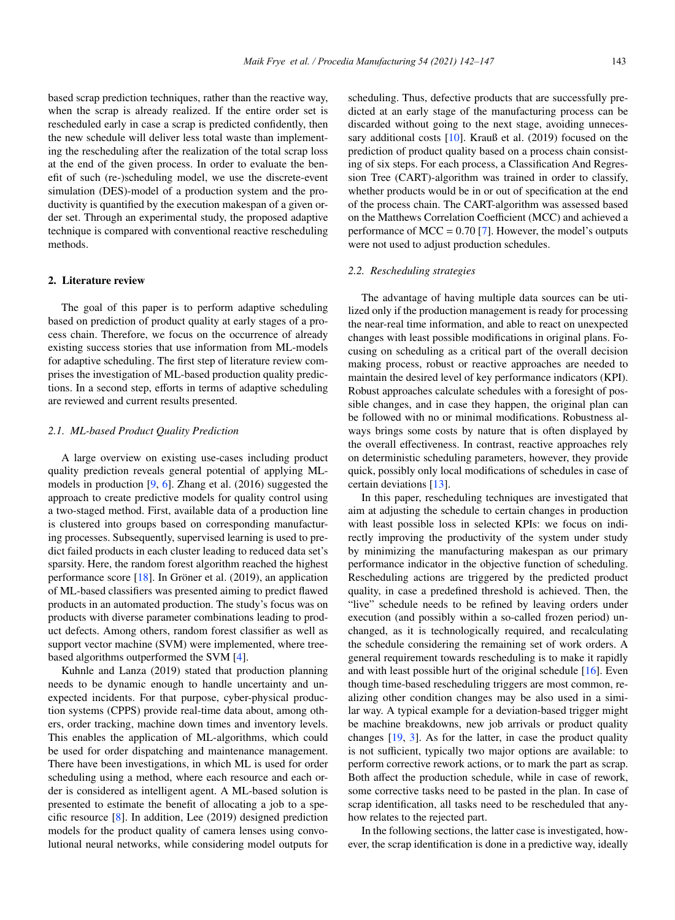based scrap prediction techniques, rather than the reactive way, when the scrap is already realized. If the entire order set is rescheduled early in case a scrap is predicted confidently, then the new schedule will deliver less total waste than implementing the rescheduling after the realization of the total scrap loss at the end of the given process. In order to evaluate the benefit of such (re-)scheduling model, we use the discrete-event simulation (DES)-model of a production system and the productivity is quantified by the execution makespan of a given order set. Through an experimental study, the proposed adaptive technique is compared with conventional reactive rescheduling methods.

## 2. Literature review

The goal of this paper is to perform adaptive scheduling based on prediction of product quality at early stages of a process chain. Therefore, we focus on the occurrence of already existing success stories that use information from ML-models for adaptive scheduling. The first step of literature review comprises the investigation of ML-based production quality predictions. In a second step, efforts in terms of adaptive scheduling are reviewed and current results presented.

### 2.1. ML-based Product Quality Prediction

A large overview on existing use-cases including product quality prediction reveals general potential of applying ML-models in production [9, 6]. Zhang et al. (2016) suggested the approach to create predictive models for quality control using a two-staged method. First, available data of a production line is clustered into groups based on corresponding manufacturing processes. Subsequently, supervised learning is used to predict failed products in each cluster leading to reduced data set's sparsity. Here, the random forest algorithm reached the highest performance score [18]. In Gröner et al. (2019), an application of ML-based classifiers was presented aiming to predict flawed products in an automated production. The study's focus was on products with diverse parameter combinations leading to product defects. Among others, random forest classifier as well as support vector machine (SVM) were implemented, where tree-based algorithms outperformed the SVM [4].

Kuhnle and Lanza (2019) stated that production planning needs to be dynamic enough to handle uncertainty and unexpected incidents. For that purpose, cyber-physical production systems (CPPS) provide real-time data about, among others, order tracking, machine down times and inventory levels. This enables the application of ML-algorithms, which could be used for order dispatching and maintenance management. There have been investigations, in which ML is used for order scheduling using a method, where each resource and each order is considered as intelligent agent. A ML-based solution is presented to estimate the benefit of allocating a job to a specific resource [8]. In addition, Lee (2019) designed prediction models for the product quality of camera lenses using convolutional neural networks, while considering model outputs for scheduling. Thus, defective products that are successfully predicted at an early stage of the manufacturing process can be discarded without going to the next stage, avoiding unnecessary additional costs [10]. Krauß et al. (2019) focused on the prediction of product quality based on a process chain consisting of six steps. For each process, a Classification And Regression Tree (CART)-algorithm was trained in order to classify, whether products would be in or out of specification at the end of the process chain. The CART-algorithm was assessed based on the Matthews Correlation Coefficient (MCC) and achieved a performance of MCC = 0.70 [7]. However, the model's outputs were not used to adjust production schedules.

### 2.2. Rescheduling strategies

The advantage of having multiple data sources can be utilized only if the production management is ready for processing the near-real time information, and able to react on unexpected changes with least possible modifications in original plans. Focusing on scheduling as a critical part of the overall decision making process, robust or reactive approaches are needed to maintain the desired level of key performance indicators (KPI). Robust approaches calculate schedules with a foresight of possible changes, and in case they happen, the original plan can be followed with no or minimal modifications. Robustness always brings some costs by nature that is often displayed by the overall effectiveness. In contrast, reactive approaches rely on deterministic scheduling parameters, however, they provide quick, possibly only local modifications of schedules in case of certain deviations [13].

In this paper, rescheduling techniques are investigated that aim at adjusting the schedule to certain changes in production with least possible loss in selected KPIs: we focus on indirectly improving the productivity of the system under study by minimizing the manufacturing makespan as our primary performance indicator in the objective function of scheduling. Rescheduling actions are triggered by the predicted product quality, in case a predefined threshold is achieved. Then, the "live" schedule needs to be refined by leaving orders under execution (and possibly within a so-called frozen period) unchanged, as it is technologically required, and recalculating the schedule considering the remaining set of work orders. A general requirement towards rescheduling is to make it rapidly and with least possible hurt of the original schedule [16]. Even though time-based rescheduling triggers are most common, realizing other condition changes may be also used in a similar way. A typical example for a deviation-based trigger might be machine breakdowns, new job arrivals or product quality changes [19, 3]. As for the latter, in case the product quality is not sufficient, typically two major options are available: to perform corrective rework actions, or to mark the part as scrap. Both affect the production schedule, while in case of rework, some corrective tasks need to be pasted in the plan. In case of scrap identification, all tasks need to be rescheduled that anyhow relates to the rejected part.

In the following sections, the latter case is investigated, however, the scrap identification is done in a predictive way, ideally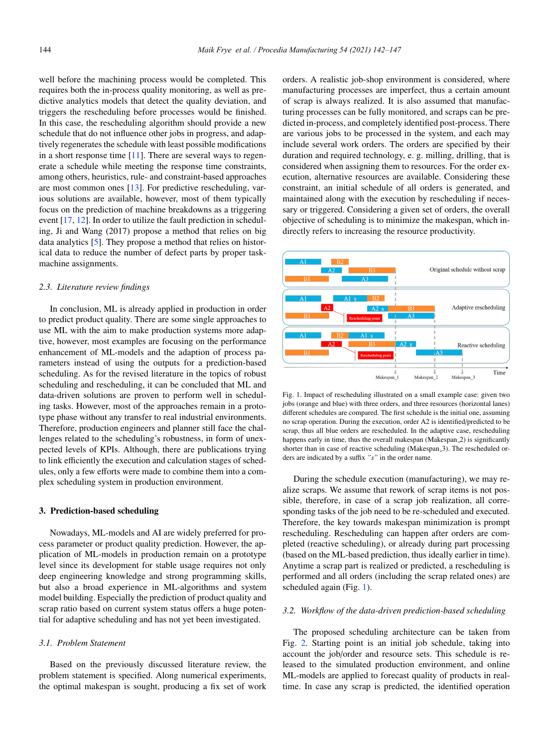well before the machining process would be completed. This requires both the in-process quality monitoring, as well as predictive analytics models that detect the quality deviation, and triggers the rescheduling before processes would be finished. In this case, the rescheduling algorithm should provide a new schedule that do not influence other jobs in progress, and adaptively regenerates the schedule with least possible modifications in a short response time [11]. There are several ways to regenerate a schedule while meeting the response time constraints, among others, heuristics, rule- and constraint-based approaches are most common ones [13]. For predictive rescheduling, various solutions are available, however, most of them typically focus on the prediction of machine breakdowns as a triggering event [17, 12]. In order to utilize the fault prediction in scheduling, Ji and Wang (2017) propose a method that relies on big data analytics [5]. They propose a method that relies on historical data to reduce the number of defect parts by proper task-machine assignments.

### 2.3. *Literature review findings*

In conclusion, ML is already applied in production in order to predict product quality. There are some single approaches to use ML with the aim to make production systems more adaptive, however, most examples are focusing on the performance enhancement of ML-models and the adaption of process parameters instead of using the outputs for a prediction-based scheduling. As for the revised literature in the topics of robust scheduling and rescheduling, it can be concluded that ML and data-driven solutions are proven to perform well in scheduling tasks. However, most of the approaches remain in a prototype phase without any transfer to real industrial environments. Therefore, production engineers and planner still face the challenges related to the scheduling's robustness, in form of unexpected levels of KPIs. Although, there are publications trying to link efficiently the execution and calculation stages of schedules, only a few efforts were made to combine them into a complex scheduling system in production environment.

## 3. Prediction-based scheduling

Nowadays, ML-models and AI are widely preferred for process parameter or product quality prediction. However, the application of ML-models in production remain on a prototype level since its development for stable usage requires not only deep engineering knowledge and strong programming skills, but also a broad experience in ML-algorithms and system model building. Especially the prediction of product quality and scrap ratio based on current system status offers a huge potential for adaptive scheduling and has not yet been investigated.

### 3.1. *Problem Statement*

Based on the previously discussed literature review, the problem statement is specified. Along numerical experiments, the optimal makespan is sought, producing a fix set of work orders. A realistic job-shop environment is considered, where manufacturing processes are imperfect, thus a certain amount of scrap is always realized. It is also assumed that manufacturing processes can be fully monitored, and scraps can be predicted in-process, and completely identified post-process. There are various jobs to be processed in the system, and each may include several work orders. The orders are specified by their duration and required technology, e. g. milling, drilling, that is considered when assigning them to resources. For the order execution, alternative resources are available. Considering these constraint, an initial schedule of all orders is generated, and maintained along with the execution by rescheduling if necessary or triggered. Considering a given set of orders, the overall objective of scheduling is to minimize the makespan, which indirectly refers to increasing the resource productivity.

Fig. 1. Impact of rescheduling illustrated on a small example case: given two jobs (orange and blue) with three orders, and three resources (horizontal lanes) different schedules are compared. The first schedule is the initial one, assuming no scrap operation. During the execution, order A2 is identified/predicted to be scrap, thus all blue orders are rescheduled. In the adaptive case, rescheduling happens early in time, thus the overall makespan (Makespan_2) is significantly shorter than in case of reactive scheduling (Makespan_3). The rescheduled orders are indicated by a suffix *"s"* in the order name.

During the schedule execution (manufacturing), we may realize scraps. We assume that rework of scrap items is not possible, therefore, in case of a scrap job realization, all corresponding tasks of the job need to be re-scheduled and executed. Therefore, the key towards makespan minimization is prompt rescheduling. Rescheduling can happen after orders are completed (reactive scheduling), or already during part processing (based on the ML-based prediction, thus ideally earlier in time). Anytime a scrap part is realized or predicted, a rescheduling is performed and all orders (including the scrap related ones) are scheduled again (Fig. 1).

### 3.2. *Workflow of the data-driven prediction-based scheduling*

The proposed scheduling architecture can be taken from Fig. 2. Starting point is an initial job schedule, taking into account the job/order and resource sets. This schedule is released to the simulated production environment, and online ML-models are applied to forecast quality of products in real-time. In case any scrap is predicted, the identified operation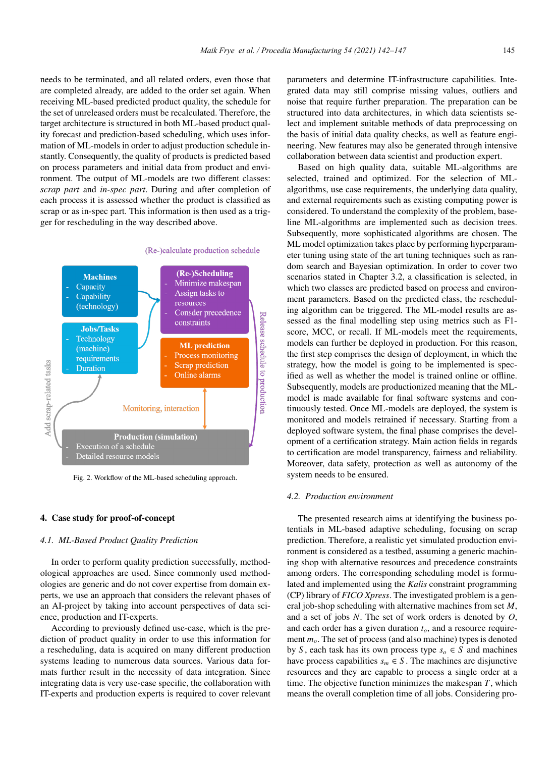needs to be terminated, and all related orders, even those that are completed already, are added to the order set again. When receiving ML-based predicted product quality, the schedule for the set of unreleased orders must be recalculated. Therefore, the target architecture is structured in both ML-based product quality forecast and prediction-based scheduling, which uses information of ML-models in order to adjust production schedule instantly. Consequently, the quality of products is predicted based on process parameters and initial data from product and environment. The output of ML-models are two different classes: *scrap part* and *in-spec part*. During and after completion of each process it is assessed whether the product is classified as scrap or as in-spec part. This information is then used as a trigger for rescheduling in the way described above.

(Re-)calculate production schedule

**Machines**
- Capacity
- Capability (technology)

**Jobs/Tasks**
- Technology (machine) requirements
- Duration

**(Re-)Scheduling**
- Minimize makespan
- Assign tasks to resources
- Consder precedence constraints

**ML prediction**
- Process monitoring
- Scrap prediction
- Online alarms

Monitoring, interaction

Add scrap-related tasks

Release schedule to production

**Production (simulation)**
- Execution of a schedule
- Detailed resource models

Fig. 2. Workflow of the ML-based scheduling approach.

## 4. Case study for proof-of-concept

### 4.1. ML-Based Product Quality Prediction

In order to perform quality prediction successfully, methodological approaches are used. Since commonly used methodologies are generic and do not cover expertise from domain experts, we use an approach that considers the relevant phases of an AI-project by taking into account perspectives of data science, production and IT-experts.

According to previously defined use-case, which is the prediction of product quality in order to use this information for a rescheduling, data is acquired on many different production systems leading to numerous data sources. Various data formats further result in the necessity of data integration. Since integrating data is very use-case specific, the collaboration with IT-experts and production experts is required to cover relevant parameters and determine IT-infrastructure capabilities. Integrated data may still comprise missing values, outliers and noise that require further preparation. The preparation can be structured into data architectures, in which data scientists select and implement suitable methods of data preprocessing on the basis of initial data quality checks, as well as feature engineering. New features may also be generated through intensive collaboration between data scientist and production expert.

Based on high quality data, suitable ML-algorithms are selected, trained and optimized. For the selection of ML-algorithms, use case requirements, the underlying data quality, and external requirements such as existing computing power is considered. To understand the complexity of the problem, baseline ML-algorithms are implemented such as decision trees. Subsequently, more sophisticated algorithms are chosen. The ML model optimization takes place by performing hyperparameter tuning using state of the art tuning techniques such as random search and Bayesian optimization. In order to cover two scenarios stated in Chapter 3.2, a classification is selected, in which two classes are predicted based on process and environment parameters. Based on the predicted class, the rescheduling algorithm can be triggered. The ML-model results are assessed as the final modelling step using metrics such as F1-score, MCC, or recall. If ML-models meet the requirements, models can further be deployed in production. For this reason, the first step comprises the design of deployment, in which the strategy, how the model is going to be implemented is specified as well as whether the model is trained online or offline. Subsequently, models are productionized meaning that the ML-model is made available for final software systems and continuously tested. Once ML-models are deployed, the system is monitored and models retrained if necessary. Starting from a deployed software system, the final phase comprises the development of a certification strategy. Main action fields in regards to certification are model transparency, fairness and reliability. Moreover, data safety, protection as well as autonomy of the system needs to be ensured.

### 4.2. Production environment

The presented research aims at identifying the business potentials in ML-based adaptive scheduling, focusing on scrap prediction. Therefore, a realistic yet simulated production environment is considered as a testbed, assuming a generic machining shop with alternative resources and precedence constraints among orders. The corresponding scheduling model is formulated and implemented using the *Kalis* constraint programming (CP) library of *FICO Xpress*. The investigated problem is a general job-shop scheduling with alternative machines from set $M$, and a set of jobs $N$. The set of work orders is denoted by $O$, and each order has a given duration $t_o$, and a resource requirement $m_o$. The set of process (and also machine) types is denoted by $S$, each task has its own process type $s_o \in S$ and machines have process capabilities $s_m \in S$. The machines are disjunctive resources and they are capable to process a single order at a time. The objective function minimizes the makespan $T$, which means the overall completion time of all jobs. Considering pro-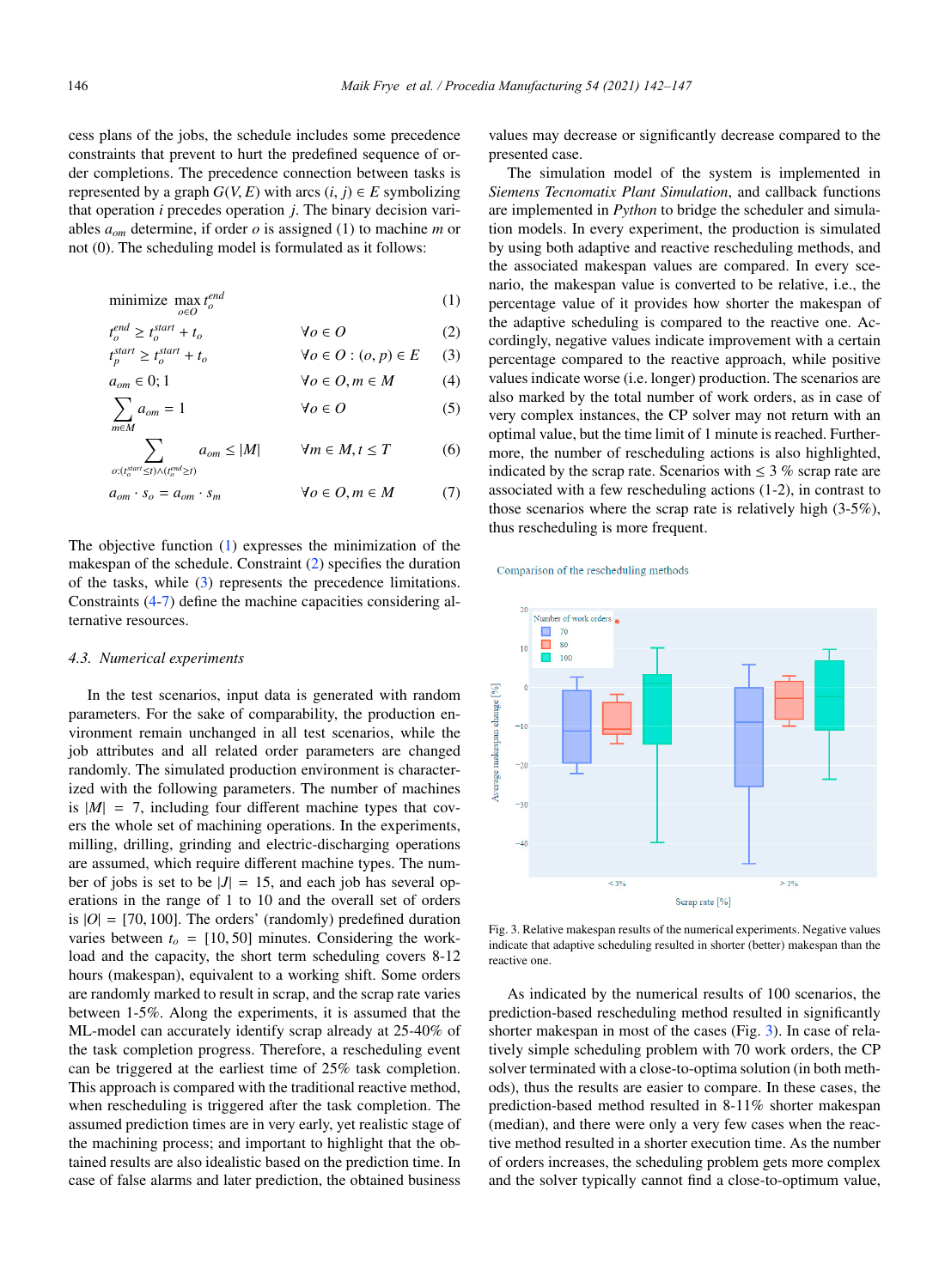cess plans of the jobs, the schedule includes some precedence constraints that prevent to hurt the predefined sequence of order completions. The precedence connection between tasks is represented by a graph $G(V, E)$ with arcs $(i, j) \in E$ symbolizing that operation $i$ precedes operation $j$. The binary decision variables $a_{om}$ determine, if order $o$ is assigned (1) to machine $m$ or not (0). The scheduling model is formulated as it follows:

$$\text{minimize} \max_{o \in O} t_o^{end} \tag{1}$$

$$t_o^{end} \geq t_o^{start} + t_o \qquad \forall o \in O \tag{2}$$

$$t_p^{start} \geq t_o^{start} + t_o \qquad \forall o \in O : (o, p) \in E \tag{3}$$

$$a_{om} \in 0; 1 \qquad \forall o \in O, m \in M \tag{4}$$

$$\sum_{m \in M} a_{om} = 1 \qquad \forall o \in O \tag{5}$$

$$\sum_{o:(t_o^{start} \leq t) \wedge (t_o^{end} \geq t)} a_{om} \leq |M| \qquad \forall m \in M, t \leq T \tag{6}$$

$$a_{om} \cdot s_o = a_{om} \cdot s_m \qquad \forall o \in O, m \in M \tag{7}$$

The objective function (1) expresses the minimization of the makespan of the schedule. Constraint (2) specifies the duration of the tasks, while (3) represents the precedence limitations. Constraints (4-7) define the machine capacities considering alternative resources.

### 4.3. Numerical experiments

In the test scenarios, input data is generated with random parameters. For the sake of comparability, the production environment remain unchanged in all test scenarios, while the job attributes and all related order parameters are changed randomly. The simulated production environment is characterized with the following parameters. The number of machines is $|M| = 7$, including four different machine types that covers the whole set of machining operations. In the experiments, milling, drilling, grinding and electric-discharging operations are assumed, which require different machine types. The number of jobs is set to be $|J| = 15$, and each job has several operations in the range of 1 to 10 and the overall set of orders is $|O| = [70, 100]$. The orders' (randomly) predefined duration varies between $t_o = [10, 50]$ minutes. Considering the workload and the capacity, the short term scheduling covers 8-12 hours (makespan), equivalent to a working shift. Some orders are randomly marked to result in scrap, and the scrap rate varies between 1-5%. Along the experiments, it is assumed that the ML-model can accurately identify scrap already at 25-40% of the task completion progress. Therefore, a rescheduling event can be triggered at the earliest time of 25% task completion. This approach is compared with the traditional reactive method, when rescheduling is triggered after the task completion. The assumed prediction times are in very early, yet realistic stage of the machining process; and important to highlight that the obtained results are also idealistic based on the prediction time. In case of false alarms and later prediction, the obtained business values may decrease or significantly decrease compared to the presented case.

The simulation model of the system is implemented in *Siemens Tecnomatix Plant Simulation*, and callback functions are implemented in *Python* to bridge the scheduler and simulation models. In every experiment, the production is simulated by using both adaptive and reactive rescheduling methods, and the associated makespan values are compared. In every scenario, the makespan value is converted to be relative, i.e., the percentage value of it provides how shorter the makespan of the adaptive scheduling is compared to the reactive one. Accordingly, negative values indicate improvement with a certain percentage compared to the reactive approach, while positive values indicate worse (i.e. longer) production. The scenarios are also marked by the total number of work orders, as in case of very complex instances, the CP solver may not return with an optimal value, but the time limit of 1 minute is reached. Furthermore, the number of rescheduling actions is also highlighted, indicated by the scrap rate. Scenarios with ≤ 3 % scrap rate are associated with a few rescheduling actions (1-2), in contrast to those scenarios where the scrap rate is relatively high (3-5%), thus rescheduling is more frequent.

Fig. 3. Relative makespan results of the numerical experiments. Negative values indicate that adaptive scheduling resulted in shorter (better) makespan than the reactive one.

As indicated by the numerical results of 100 scenarios, the prediction-based rescheduling method resulted in significantly shorter makespan in most of the cases (Fig. 3). In case of relatively simple scheduling problem with 70 work orders, the CP solver terminated with a close-to-optima solution (in both methods), thus the results are easier to compare. In these cases, the prediction-based method resulted in 8-11% shorter makespan (median), and there were only a very few cases when the reactive method resulted in a shorter execution time. As the number of orders increases, the scheduling problem gets more complex and the solver typically cannot find a close-to-optimum value,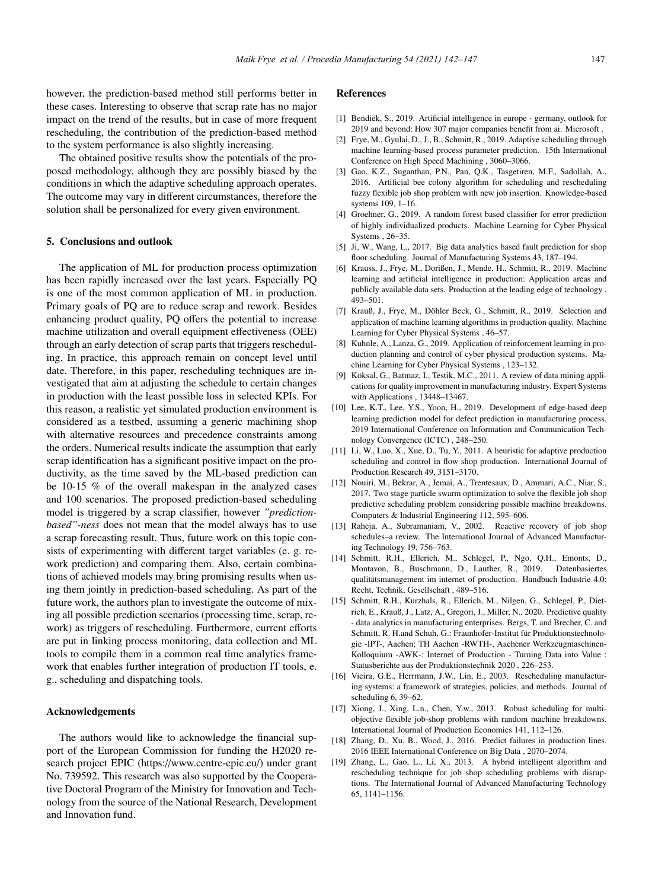however, the prediction-based method still performs better in these cases. Interesting to observe that scrap rate has no major impact on the trend of the results, but in case of more frequent rescheduling, the contribution of the prediction-based method to the system performance is also slightly increasing.

The obtained positive results show the potentials of the proposed methodology, although they are possibly biased by the conditions in which the adaptive scheduling approach operates. The outcome may vary in different circumstances, therefore the solution shall be personalized for every given environment.

## 5. Conclusions and outlook

The application of ML for production process optimization has been rapidly increased over the last years. Especially PQ is one of the most common application of ML in production. Primary goals of PQ are to reduce scrap and rework. Besides enhancing product quality, PQ offers the potential to increase machine utilization and overall equipment effectiveness (OEE) through an early detection of scrap parts that triggers rescheduling. In practice, this approach remain on concept level until date. Therefore, in this paper, rescheduling techniques are investigated that aim at adjusting the schedule to certain changes in production with the least possible loss in selected KPIs. For this reason, a realistic yet simulated production environment is considered as a testbed, assuming a generic machining shop with alternative resources and precedence constraints among the orders. Numerical results indicate the assumption that early scrap identification has a significant positive impact on the productivity, as the time saved by the ML-based prediction can be 10-15 % of the overall makespan in the analyzed cases and 100 scenarios. The proposed prediction-based scheduling model is triggered by a scrap classifier, however *"prediction-based"-ness* does not mean that the model always has to use a scrap forecasting result. Thus, future work on this topic consists of experimenting with different target variables (e. g. rework prediction) and comparing them. Also, certain combinations of achieved models may bring promising results when using them jointly in prediction-based scheduling. As part of the future work, the authors plan to investigate the outcome of mixing all possible prediction scenarios (processing time, scrap, rework) as triggers of rescheduling. Furthermore, current efforts are put in linking process monitoring, data collection and ML tools to compile them in a common real time analytics framework that enables further integration of production IT tools, e. g., scheduling and dispatching tools.

## Acknowledgements

The authors would like to acknowledge the financial support of the European Commission for funding the H2020 research project EPIC (https://www.centre-epic.eu/) under grant No. 739592. This research was also supported by the Cooperative Doctoral Program of the Ministry for Innovation and Technology from the source of the National Research, Development and Innovation fund.

## References

[1] Bendiek, S., 2019. Artificial intelligence in europe - germany, outlook for 2019 and beyond: How 307 major companies benefit from ai. Microsoft .

[2] Frye, M., Gyulai, D., J., B., Schmitt, R., 2019. Adaptive scheduling through machine learning-based process parameter prediction. 15th International Conference on High Speed Machining , 3060–3066.

[3] Gao, K.Z., Suganthan, P.N., Pan, Q.K., Tasgetiren, M.F., Sadollah, A., 2016. Artificial bee colony algorithm for scheduling and rescheduling fuzzy flexible job shop problem with new job insertion. Knowledge-based systems 109, 1–16.

[4] Groehner, G., 2019. A random forest based classifier for error prediction of highly individualized products. Machine Learning for Cyber Physical Systems , 26–35.

[5] Ji, W., Wang, L., 2017. Big data analytics based fault prediction for shop floor scheduling. Journal of Manufacturing Systems 43, 187–194.

[6] Krauss, J., Frye, M., Dorißen, J., Mende, H., Schmitt, R., 2019. Machine learning and artificial intelligence in production: Application areas and publicly available data sets. Production at the leading edge of technology , 493–501.

[7] Krauß, J., Frye, M., Döhler Beck, G., Schmitt, R., 2019. Selection and application of machine learning algorithms in production quality. Machine Learning for Cyber Physical Systems , 46–57.

[8] Kuhnle, A., Lanza, G., 2019. Application of reinforcement learning in production planning and control of cyber physical production systems. Machine Learning for Cyber Physical Systems , 123–132.

[9] Köksal, G., Batmaz, I., Testik, M.C., 2011. A review of data mining applications for quality improvement in manufacturing industry. Expert Systems with Applications , 13448–13467.

[10] Lee, K.T., Lee, Y.S., Yoon, H., 2019. Development of edge-based deep learning prediction model for defect prediction in manufacturing process. 2019 International Conference on Information and Communication Technology Convergence (ICTC) , 248–250.

[11] Li, W., Luo, X., Xue, D., Tu, Y., 2011. A heuristic for adaptive production scheduling and control in flow shop production. International Journal of Production Research 49, 3151–3170.

[12] Nouiri, M., Bekrar, A., Jemai, A., Trentesaux, D., Ammari, A.C., Niar, S., 2017. Two stage particle swarm optimization to solve the flexible job shop predictive scheduling problem considering possible machine breakdowns. Computers & Industrial Engineering 112, 595–606.

[13] Raheja, A., Subramaniam, V., 2002. Reactive recovery of job shop schedules–a review. The International Journal of Advanced Manufacturing Technology 19, 756–763.

[14] Schmitt, R.H., Ellerich, M., Schlegel, P., Ngo, Q.H., Emonts, D., Montavon, B., Buschmann, D., Lauther, R., 2019. Datenbasiertes qualitätsmanagement im internet of production. Handbuch Industrie 4.0: Recht, Technik, Gesellschaft , 489–516.

[15] Schmitt, R.H., Kurzhals, R., Ellerich, M., Nilgen, G., Schlegel, P., Dietrich, E., Krauß, J., Latz, A., Gregori, J., Miller, N., 2020. Predictive quality - data analytics in manufacturing enterprises. Bergs, T. and Brecher, C. and Schmitt, R. H.and Schuh, G.: Fraunhofer-Institut für Produktionstechnologie -IPT-, Aachen; TH Aachen -RWTH-, Aachener Werkzeugmaschinen-Kolloquium -AWK-: Internet of Production - Turning Data into Value : Statusberichte aus der Produktionstechnik 2020 , 226–253.

[16] Vieira, G.E., Herrmann, J.W., Lin, E., 2003. Rescheduling manufacturing systems: a framework of strategies, policies, and methods. Journal of scheduling 6, 39–62.

[17] Xiong, J., Xing, L.n., Chen, Y.w., 2013. Robust scheduling for multi-objective flexible job-shop problems with random machine breakdowns. International Journal of Production Economics 141, 112–126.

[18] Zhang, D., Xu, B., Wood, J., 2016. Predict failures in production lines. 2016 IEEE International Conference on Big Data , 2070–2074.

[19] Zhang, L., Gao, L., Li, X., 2013. A hybrid intelligent algorithm and rescheduling technique for job shop scheduling problems with disruptions. The International Journal of Advanced Manufacturing Technology 65, 1141–1156.